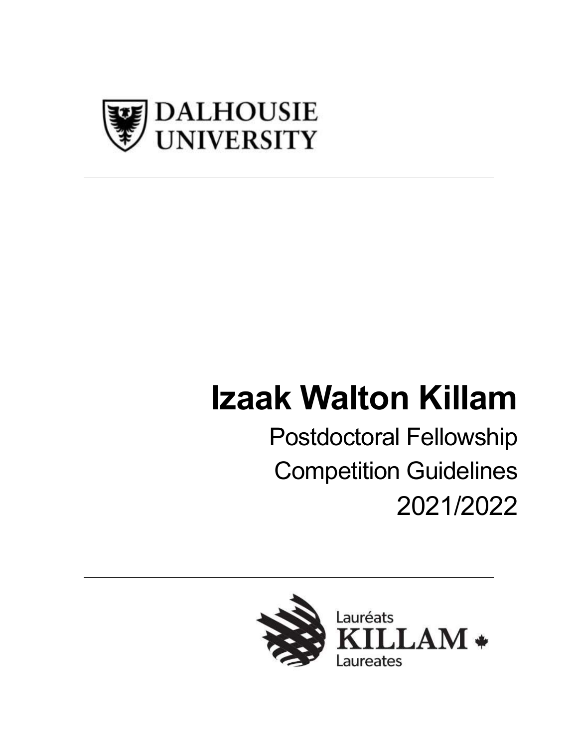DALHOUSIE UNIVERSITY

---

# Izaak Walton Killam

## Postdoctoral Fellowship

## Competition Guidelines

## 2021/2022

---

Lauréats KILLAM Laureates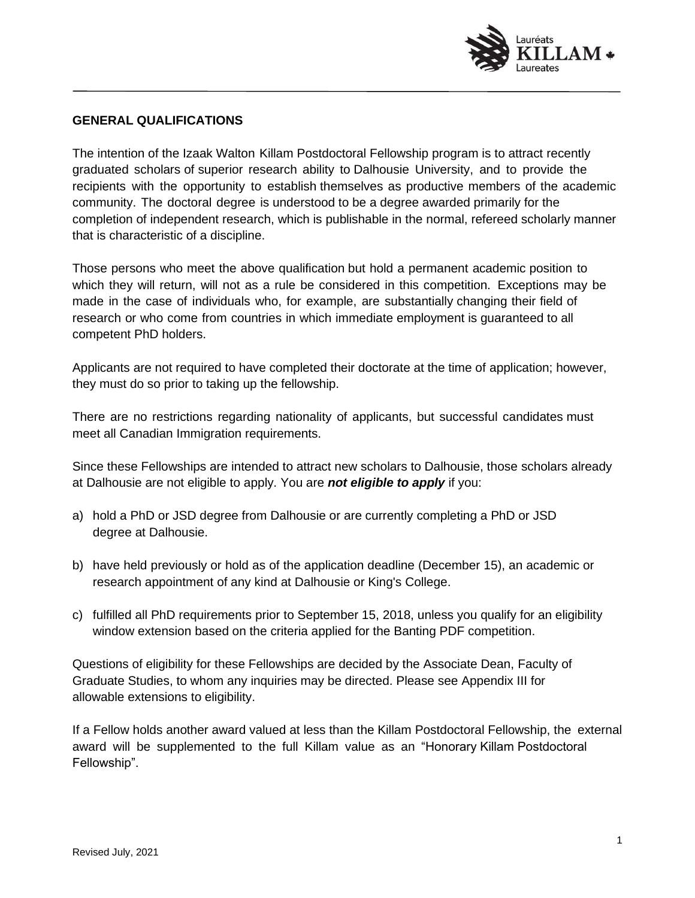## GENERAL QUALIFICATIONS

The intention of the Izaak Walton Killam Postdoctoral Fellowship program is to attract recently graduated scholars of superior research ability to Dalhousie University, and to provide the recipients with the opportunity to establish themselves as productive members of the academic community. The doctoral degree is understood to be a degree awarded primarily for the completion of independent research, which is publishable in the normal, refereed scholarly manner that is characteristic of a discipline.

Those persons who meet the above qualification but hold a permanent academic position to which they will return, will not as a rule be considered in this competition. Exceptions may be made in the case of individuals who, for example, are substantially changing their field of research or who come from countries in which immediate employment is guaranteed to all competent PhD holders.

Applicants are not required to have completed their doctorate at the time of application; however, they must do so prior to taking up the fellowship.

There are no restrictions regarding nationality of applicants, but successful candidates must meet all Canadian Immigration requirements.

Since these Fellowships are intended to attract new scholars to Dalhousie, those scholars already at Dalhousie are not eligible to apply. You are ***not eligible to apply*** if you:

a) hold a PhD or JSD degree from Dalhousie or are currently completing a PhD or JSD degree at Dalhousie.

b) have held previously or hold as of the application deadline (December 15), an academic or research appointment of any kind at Dalhousie or King's College.

c) fulfilled all PhD requirements prior to September 15, 2018, unless you qualify for an eligibility window extension based on the criteria applied for the Banting PDF competition.

Questions of eligibility for these Fellowships are decided by the Associate Dean, Faculty of Graduate Studies, to whom any inquiries may be directed. Please see Appendix III for allowable extensions to eligibility.

If a Fellow holds another award valued at less than the Killam Postdoctoral Fellowship, the external award will be supplemented to the full Killam value as an "Honorary Killam Postdoctoral Fellowship".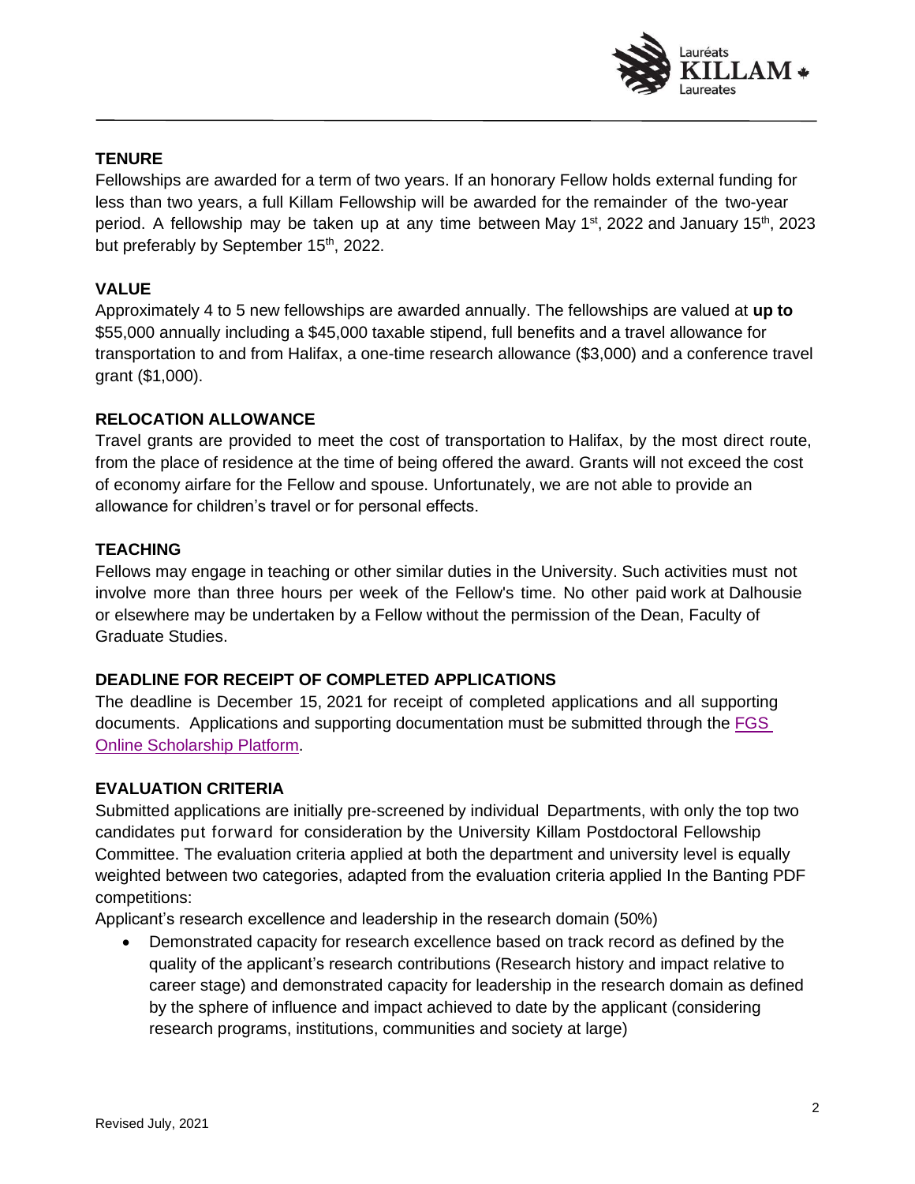## TENURE

Fellowships are awarded for a term of two years. If an honorary Fellow holds external funding for less than two years, a full Killam Fellowship will be awarded for the remainder of the two-year period. A fellowship may be taken up at any time between May 1st, 2022 and January 15th, 2023 but preferably by September 15th, 2022.

## VALUE

Approximately 4 to 5 new fellowships are awarded annually. The fellowships are valued at **up to** $55,000 annually including a $45,000 taxable stipend, full benefits and a travel allowance for transportation to and from Halifax, a one-time research allowance ($3,000) and a conference travel grant ($1,000).

## RELOCATION ALLOWANCE

Travel grants are provided to meet the cost of transportation to Halifax, by the most direct route, from the place of residence at the time of being offered the award. Grants will not exceed the cost of economy airfare for the Fellow and spouse. Unfortunately, we are not able to provide an allowance for children's travel or for personal effects.

## TEACHING

Fellows may engage in teaching or other similar duties in the University. Such activities must not involve more than three hours per week of the Fellow's time. No other paid work at Dalhousie or elsewhere may be undertaken by a Fellow without the permission of the Dean, Faculty of Graduate Studies.

## DEADLINE FOR RECEIPT OF COMPLETED APPLICATIONS

The deadline is December 15, 2021 for receipt of completed applications and all supporting documents. Applications and supporting documentation must be submitted through the FGS Online Scholarship Platform.

## EVALUATION CRITERIA

Submitted applications are initially pre-screened by individual Departments, with only the top two candidates put forward for consideration by the University Killam Postdoctoral Fellowship Committee. The evaluation criteria applied at both the department and university level is equally weighted between two categories, adapted from the evaluation criteria applied In the Banting PDF competitions:

Applicant's research excellence and leadership in the research domain (50%)

- Demonstrated capacity for research excellence based on track record as defined by the quality of the applicant's research contributions (Research history and impact relative to career stage) and demonstrated capacity for leadership in the research domain as defined by the sphere of influence and impact achieved to date by the applicant (considering research programs, institutions, communities and society at large)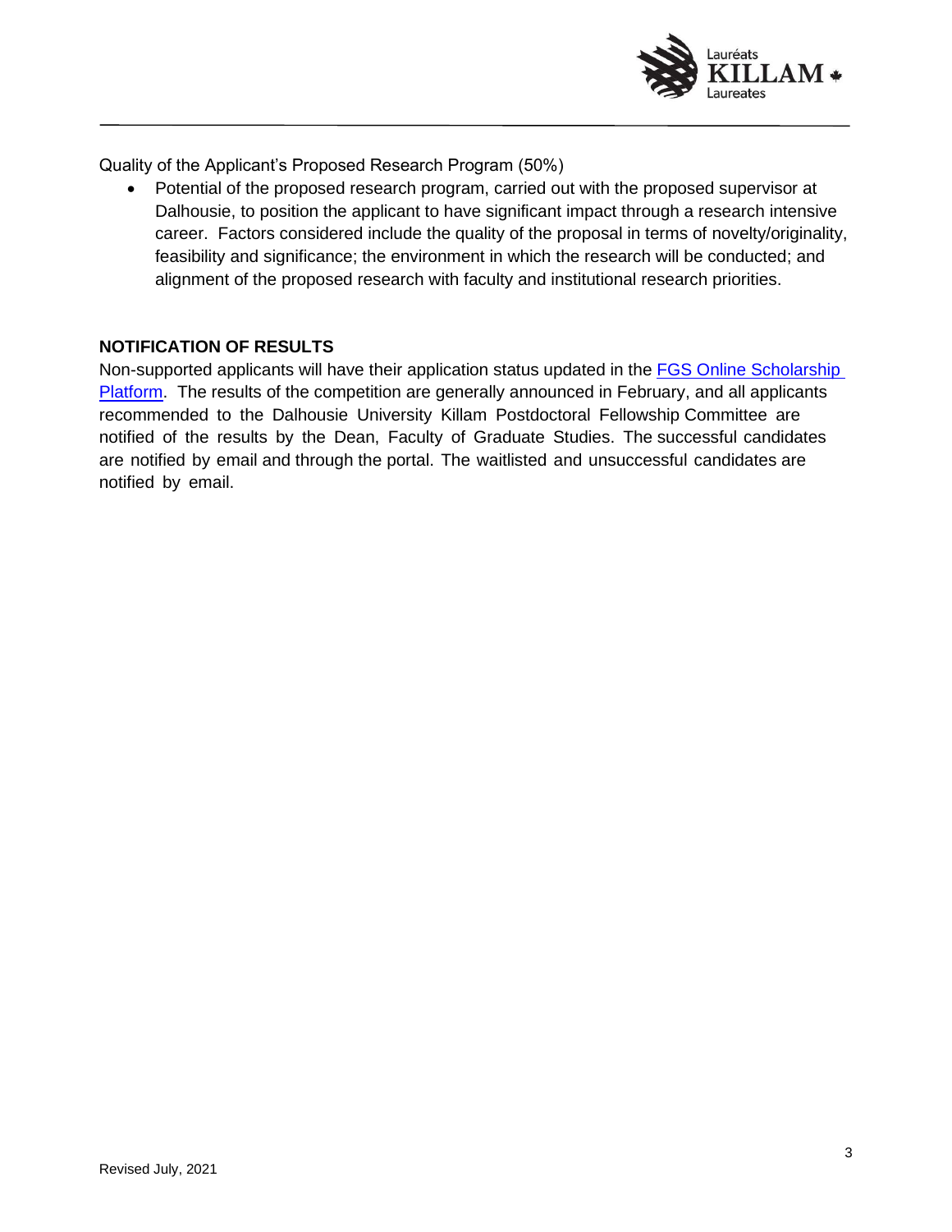Quality of the Applicant's Proposed Research Program (50%)

- Potential of the proposed research program, carried out with the proposed supervisor at Dalhousie, to position the applicant to have significant impact through a research intensive career. Factors considered include the quality of the proposal in terms of novelty/originality, feasibility and significance; the environment in which the research will be conducted; and alignment of the proposed research with faculty and institutional research priorities.

**NOTIFICATION OF RESULTS**

Non-supported applicants will have their application status updated in the [FGS Online Scholarship Platform](). The results of the competition are generally announced in February, and all applicants recommended to the Dalhousie University Killam Postdoctoral Fellowship Committee are notified of the results by the Dean, Faculty of Graduate Studies. The successful candidates are notified by email and through the portal. The waitlisted and unsuccessful candidates are notified by email.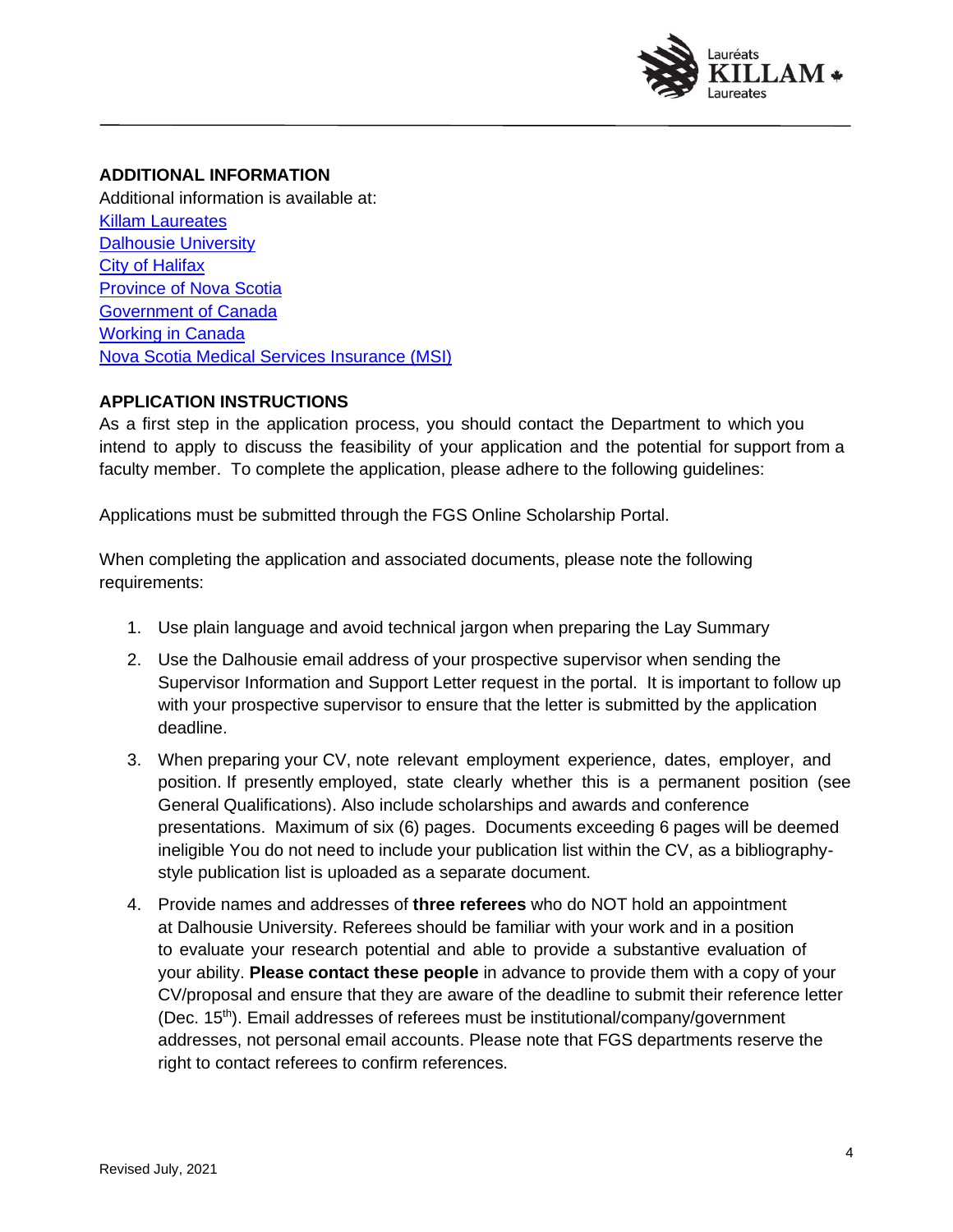## ADDITIONAL INFORMATION

Additional information is available at:

Killam Laureates
Dalhousie University
City of Halifax
Province of Nova Scotia
Government of Canada
Working in Canada
Nova Scotia Medical Services Insurance (MSI)

## APPLICATION INSTRUCTIONS

As a first step in the application process, you should contact the Department to which you intend to apply to discuss the feasibility of your application and the potential for support from a faculty member. To complete the application, please adhere to the following guidelines:

Applications must be submitted through the FGS Online Scholarship Portal.

When completing the application and associated documents, please note the following requirements:

1. Use plain language and avoid technical jargon when preparing the Lay Summary
2. Use the Dalhousie email address of your prospective supervisor when sending the Supervisor Information and Support Letter request in the portal. It is important to follow up with your prospective supervisor to ensure that the letter is submitted by the application deadline.
3. When preparing your CV, note relevant employment experience, dates, employer, and position. If presently employed, state clearly whether this is a permanent position (see General Qualifications). Also include scholarships and awards and conference presentations. Maximum of six (6) pages. Documents exceeding 6 pages will be deemed ineligible You do not need to include your publication list within the CV, as a bibliography-style publication list is uploaded as a separate document.
4. Provide names and addresses of **three referees** who do NOT hold an appointment at Dalhousie University. Referees should be familiar with your work and in a position to evaluate your research potential and able to provide a substantive evaluation of your ability. **Please contact these people** in advance to provide them with a copy of your CV/proposal and ensure that they are aware of the deadline to submit their reference letter (Dec. 15th). Email addresses of referees must be institutional/company/government addresses, not personal email accounts. Please note that FGS departments reserve the right to contact referees to confirm references.

Revised July, 2021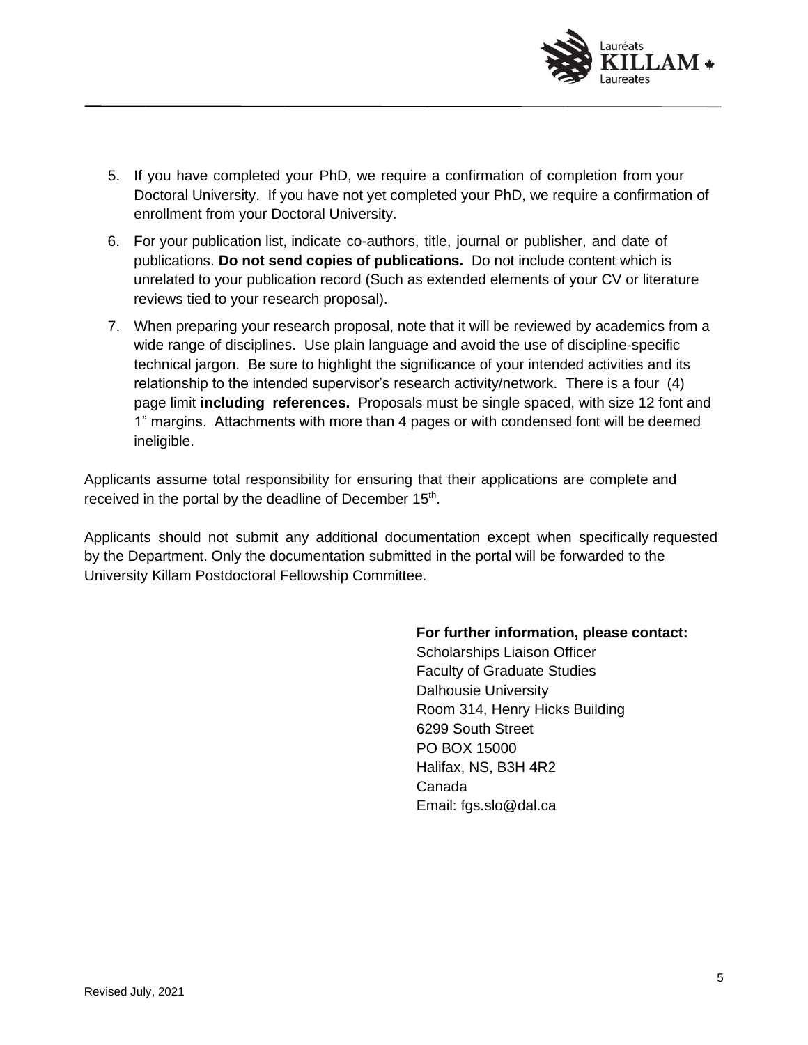5. If you have completed your PhD, we require a confirmation of completion from your Doctoral University. If you have not yet completed your PhD, we require a confirmation of enrollment from your Doctoral University.
6. For your publication list, indicate co-authors, title, journal or publisher, and date of publications. **Do not send copies of publications.** Do not include content which is unrelated to your publication record (Such as extended elements of your CV or literature reviews tied to your research proposal).
7. When preparing your research proposal, note that it will be reviewed by academics from a wide range of disciplines. Use plain language and avoid the use of discipline-specific technical jargon. Be sure to highlight the significance of your intended activities and its relationship to the intended supervisor's research activity/network. There is a four (4) page limit **including references.** Proposals must be single spaced, with size 12 font and 1" margins. Attachments with more than 4 pages or with condensed font will be deemed ineligible.

Applicants assume total responsibility for ensuring that their applications are complete and received in the portal by the deadline of December 15th.

Applicants should not submit any additional documentation except when specifically requested by the Department. Only the documentation submitted in the portal will be forwarded to the University Killam Postdoctoral Fellowship Committee.

**For further information, please contact:**
Scholarships Liaison Officer
Faculty of Graduate Studies
Dalhousie University
Room 314, Henry Hicks Building
6299 South Street
PO BOX 15000
Halifax, NS, B3H 4R2
Canada
Email: fgs.slo@dal.ca

Revised July, 2021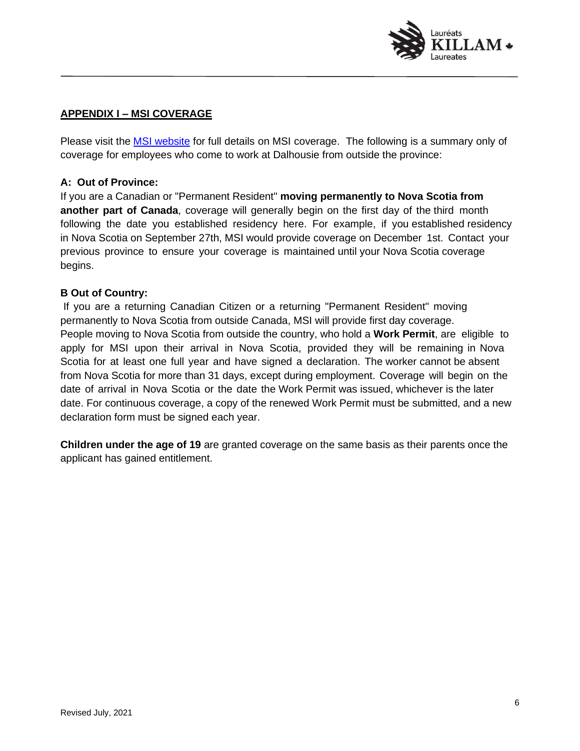## APPENDIX I – MSI COVERAGE

Please visit the [MSI website]() for full details on MSI coverage. The following is a summary only of coverage for employees who come to work at Dalhousie from outside the province:

**A: Out of Province:**

If you are a Canadian or "Permanent Resident" **moving permanently to Nova Scotia from another part of Canada**, coverage will generally begin on the first day of the third month following the date you established residency here. For example, if you established residency in Nova Scotia on September 27th, MSI would provide coverage on December 1st. Contact your previous province to ensure your coverage is maintained until your Nova Scotia coverage begins.

**B Out of Country:**

If you are a returning Canadian Citizen or a returning "Permanent Resident" moving permanently to Nova Scotia from outside Canada, MSI will provide first day coverage. People moving to Nova Scotia from outside the country, who hold a **Work Permit**, are eligible to apply for MSI upon their arrival in Nova Scotia, provided they will be remaining in Nova Scotia for at least one full year and have signed a declaration. The worker cannot be absent from Nova Scotia for more than 31 days, except during employment. Coverage will begin on the date of arrival in Nova Scotia or the date the Work Permit was issued, whichever is the later date. For continuous coverage, a copy of the renewed Work Permit must be submitted, and a new declaration form must be signed each year.

**Children under the age of 19** are granted coverage on the same basis as their parents once the applicant has gained entitlement.

Revised July, 2021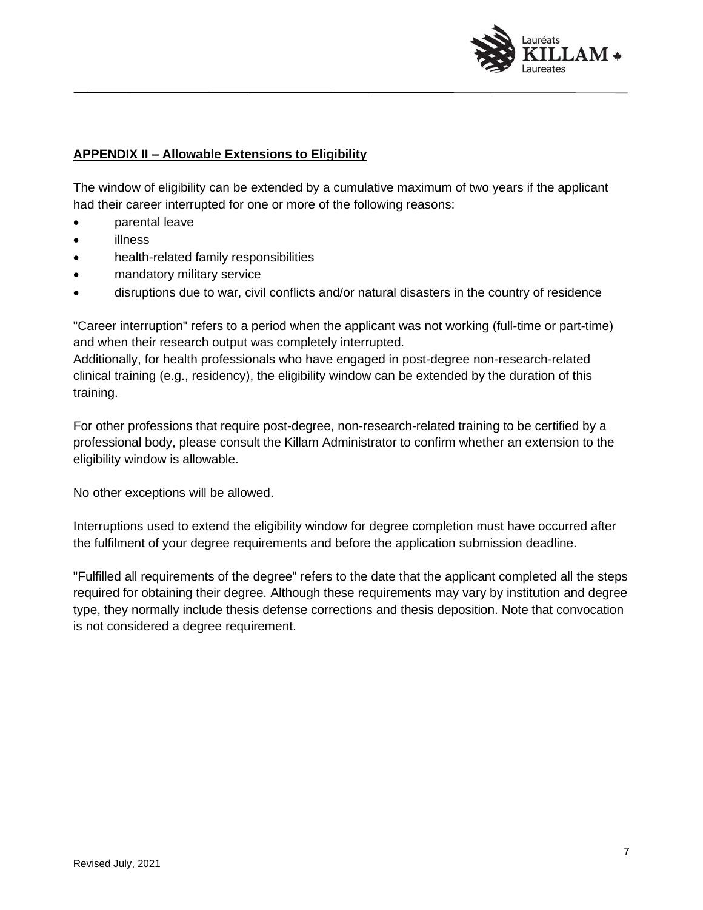## APPENDIX II – Allowable Extensions to Eligibility

The window of eligibility can be extended by a cumulative maximum of two years if the applicant had their career interrupted for one or more of the following reasons:

- parental leave
- illness
- health-related family responsibilities
- mandatory military service
- disruptions due to war, civil conflicts and/or natural disasters in the country of residence

"Career interruption" refers to a period when the applicant was not working (full-time or part-time) and when their research output was completely interrupted.
Additionally, for health professionals who have engaged in post-degree non-research-related clinical training (e.g., residency), the eligibility window can be extended by the duration of this training.

For other professions that require post-degree, non-research-related training to be certified by a professional body, please consult the Killam Administrator to confirm whether an extension to the eligibility window is allowable.

No other exceptions will be allowed.

Interruptions used to extend the eligibility window for degree completion must have occurred after the fulfilment of your degree requirements and before the application submission deadline.

"Fulfilled all requirements of the degree" refers to the date that the applicant completed all the steps required for obtaining their degree. Although these requirements may vary by institution and degree type, they normally include thesis defense corrections and thesis deposition. Note that convocation is not considered a degree requirement.